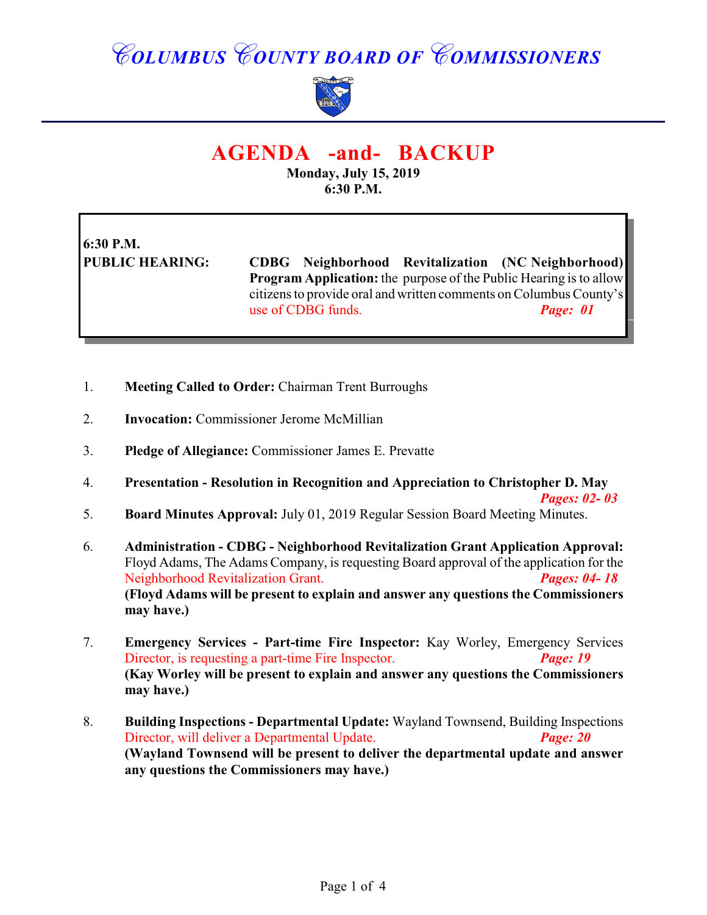# COLUMBUS COUNTY BOARD OF COMMISSIONERS

## AGENDA -and- BACKUP

**Monday, July 15, 2019**
**6:30 P.M.**

**6:30 P.M.**
**PUBLIC HEARING:** **CDBG Neighborhood Revitalization (NC Neighborhood) Program Application:** the purpose of the Public Hearing is to allow citizens to provide oral and written comments on Columbus County's use of CDBG funds. ***Page: 01***

1. **Meeting Called to Order:** Chairman Trent Burroughs

2. **Invocation:** Commissioner Jerome McMillian

3. **Pledge of Allegiance:** Commissioner James E. Prevatte

4. **Presentation - Resolution in Recognition and Appreciation to Christopher D. May** ***Pages: 02- 03***

5. **Board Minutes Approval:** July 01, 2019 Regular Session Board Meeting Minutes.

6. **Administration - CDBG - Neighborhood Revitalization Grant Application Approval:** Floyd Adams, The Adams Company, is requesting Board approval of the application for the Neighborhood Revitalization Grant. ***Pages: 04- 18***
   **(Floyd Adams will be present to explain and answer any questions the Commissioners may have.)**

7. **Emergency Services - Part-time Fire Inspector:** Kay Worley, Emergency Services Director, is requesting a part-time Fire Inspector. ***Page: 19***
   **(Kay Worley will be present to explain and answer any questions the Commissioners may have.)**

8. **Building Inspections - Departmental Update:** Wayland Townsend, Building Inspections Director, will deliver a Departmental Update. ***Page: 20***
   **(Wayland Townsend will be present to deliver the departmental update and answer any questions the Commissioners may have.)**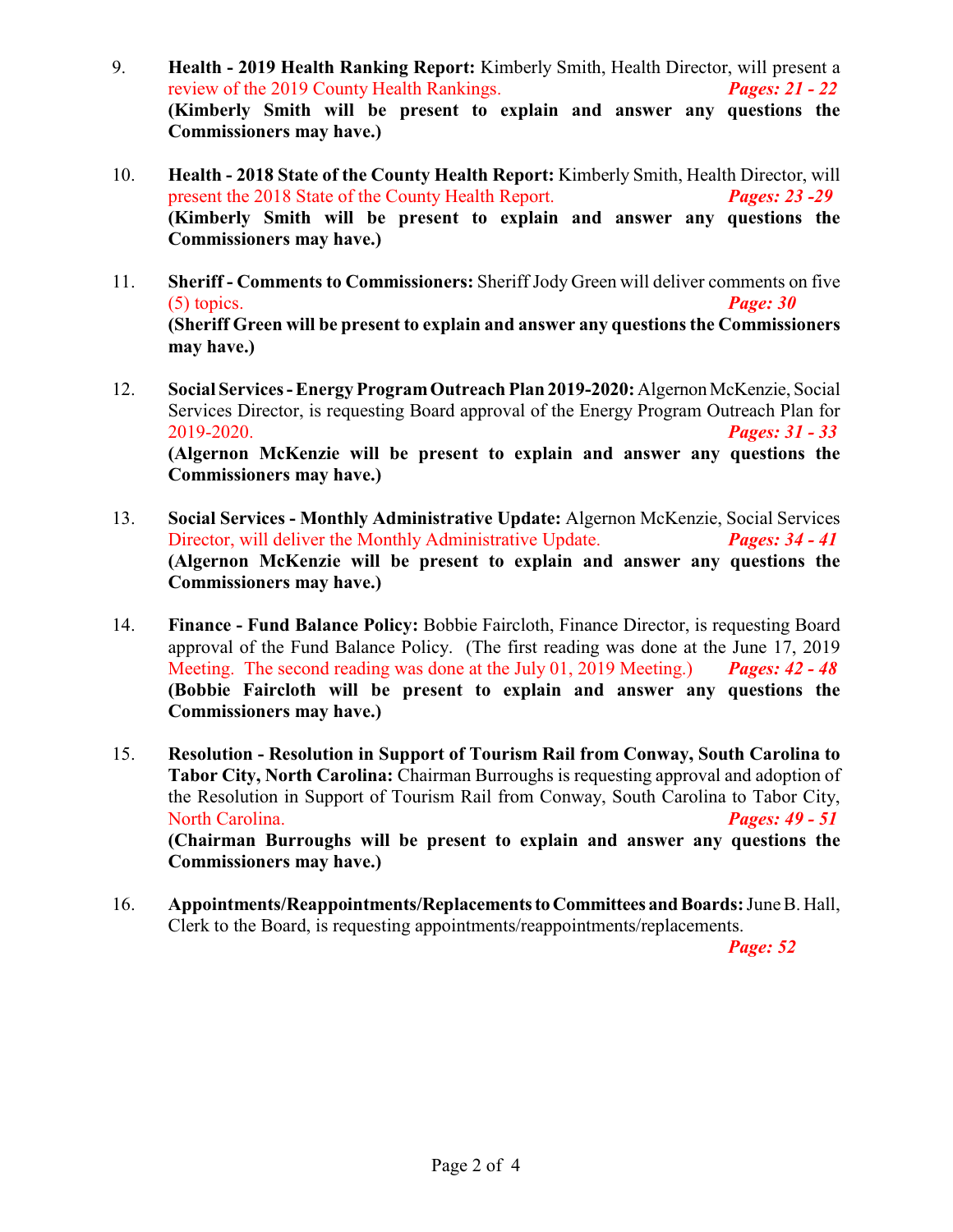9. **Health - 2019 Health Ranking Report:** Kimberly Smith, Health Director, will present a review of the 2019 County Health Rankings. ***Pages: 21 - 22***
**(Kimberly Smith will be present to explain and answer any questions the Commissioners may have.)**

10. **Health - 2018 State of the County Health Report:** Kimberly Smith, Health Director, will present the 2018 State of the County Health Report. ***Pages: 23 -29***
**(Kimberly Smith will be present to explain and answer any questions the Commissioners may have.)**

11. **Sheriff - Comments to Commissioners:** Sheriff Jody Green will deliver comments on five (5) topics. ***Page: 30***
**(Sheriff Green will be present to explain and answer any questions the Commissioners may have.)**

12. **Social Services - Energy Program Outreach Plan 2019-2020:** Algernon McKenzie, Social Services Director, is requesting Board approval of the Energy Program Outreach Plan for 2019-2020. ***Pages: 31 - 33***
**(Algernon McKenzie will be present to explain and answer any questions the Commissioners may have.)**

13. **Social Services - Monthly Administrative Update:** Algernon McKenzie, Social Services Director, will deliver the Monthly Administrative Update. ***Pages: 34 - 41***
**(Algernon McKenzie will be present to explain and answer any questions the Commissioners may have.)**

14. **Finance - Fund Balance Policy:** Bobbie Faircloth, Finance Director, is requesting Board approval of the Fund Balance Policy. (The first reading was done at the June 17, 2019 Meeting. The second reading was done at the July 01, 2019 Meeting.) ***Pages: 42 - 48***
**(Bobbie Faircloth will be present to explain and answer any questions the Commissioners may have.)**

15. **Resolution - Resolution in Support of Tourism Rail from Conway, South Carolina to Tabor City, North Carolina:** Chairman Burroughs is requesting approval and adoption of the Resolution in Support of Tourism Rail from Conway, South Carolina to Tabor City, North Carolina. ***Pages: 49 - 51***
**(Chairman Burroughs will be present to explain and answer any questions the Commissioners may have.)**

16. **Appointments/Reappointments/Replacements to Committees and Boards:** June B. Hall, Clerk to the Board, is requesting appointments/reappointments/replacements. ***Page: 52***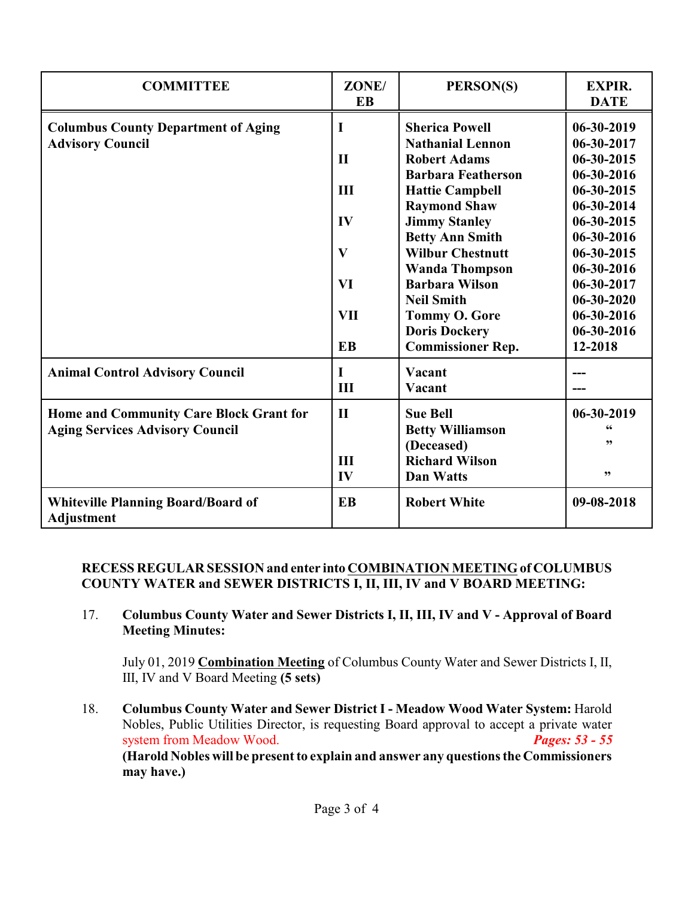| COMMITTEE | ZONE/ EB | PERSON(S) | EXPIR. DATE |
|---|---|---|---|
| **Columbus County Department of Aging Advisory Council** | **I** | **Sherica Powell** | **06-30-2019** |
| | | **Nathanial Lennon** | **06-30-2017** |
| | **II** | **Robert Adams** | **06-30-2015** |
| | | **Barbara Featherson** | **06-30-2016** |
| | **III** | **Hattie Campbell** | **06-30-2015** |
| | | **Raymond Shaw** | **06-30-2014** |
| | **IV** | **Jimmy Stanley** | **06-30-2015** |
| | | **Betty Ann Smith** | **06-30-2016** |
| | **V** | **Wilbur Chestnutt** | **06-30-2015** |
| | | **Wanda Thompson** | **06-30-2016** |
| | **VI** | **Barbara Wilson** | **06-30-2017** |
| | | **Neil Smith** | **06-30-2020** |
| | **VII** | **Tommy O. Gore** | **06-30-2016** |
| | | **Doris Dockery** | **06-30-2016** |
| | **EB** | **Commissioner Rep.** | **12-2018** |
| **Animal Control Advisory Council** | **I** | **Vacant** | **---** |
| | **III** | **Vacant** | **---** |
| **Home and Community Care Block Grant for Aging Services Advisory Council** | **II** | **Sue Bell** | **06-30-2019** |
| | | **Betty Williamson (Deceased)** | **"** |
| | **III** | **Richard Wilson** | **"** |
| | **IV** | **Dan Watts** | **"** |
| **Whiteville Planning Board/Board of Adjustment** | **EB** | **Robert White** | **09-08-2018** |

**RECESS REGULAR SESSION and enter into COMBINATION MEETING of COLUMBUS COUNTY WATER and SEWER DISTRICTS I, II, III, IV and V BOARD MEETING:**

17. **Columbus County Water and Sewer Districts I, II, III, IV and V - Approval of Board Meeting Minutes:**

    July 01, 2019 **Combination Meeting** of Columbus County Water and Sewer Districts I, II, III, IV and V Board Meeting **(5 sets)**

18. **Columbus County Water and Sewer District I - Meadow Wood Water System:** Harold Nobles, Public Utilities Director, is requesting Board approval to accept a private water system from Meadow Wood. ***Pages: 53 - 55***
    **(Harold Nobles will be present to explain and answer any questions the Commissioners may have.)**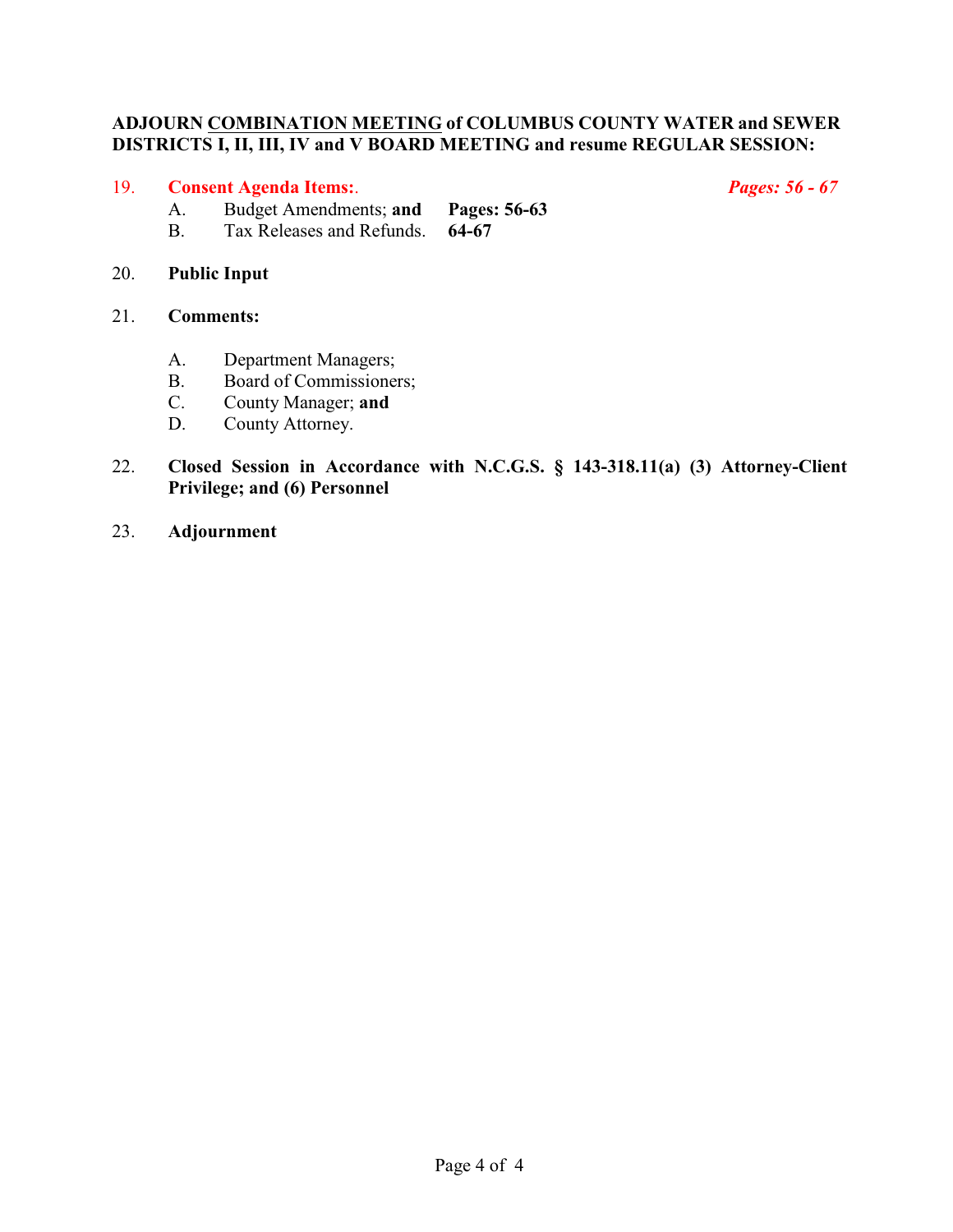**ADJOURN COMBINATION MEETING of COLUMBUS COUNTY WATER and SEWER DISTRICTS I, II, III, IV and V BOARD MEETING and resume REGULAR SESSION:**

19. **Consent Agenda Items:**. ***Pages: 56 - 67***
    - A. Budget Amendments; **and** **Pages: 56-63**
    - B. Tax Releases and Refunds. **64-67**

20. **Public Input**

21. **Comments:**
    - A. Department Managers;
    - B. Board of Commissioners;
    - C. County Manager; **and**
    - D. County Attorney.

22. **Closed Session in Accordance with N.C.G.S. § 143-318.11(a) (3) Attorney-Client Privilege; and (6) Personnel**

23. **Adjournment**